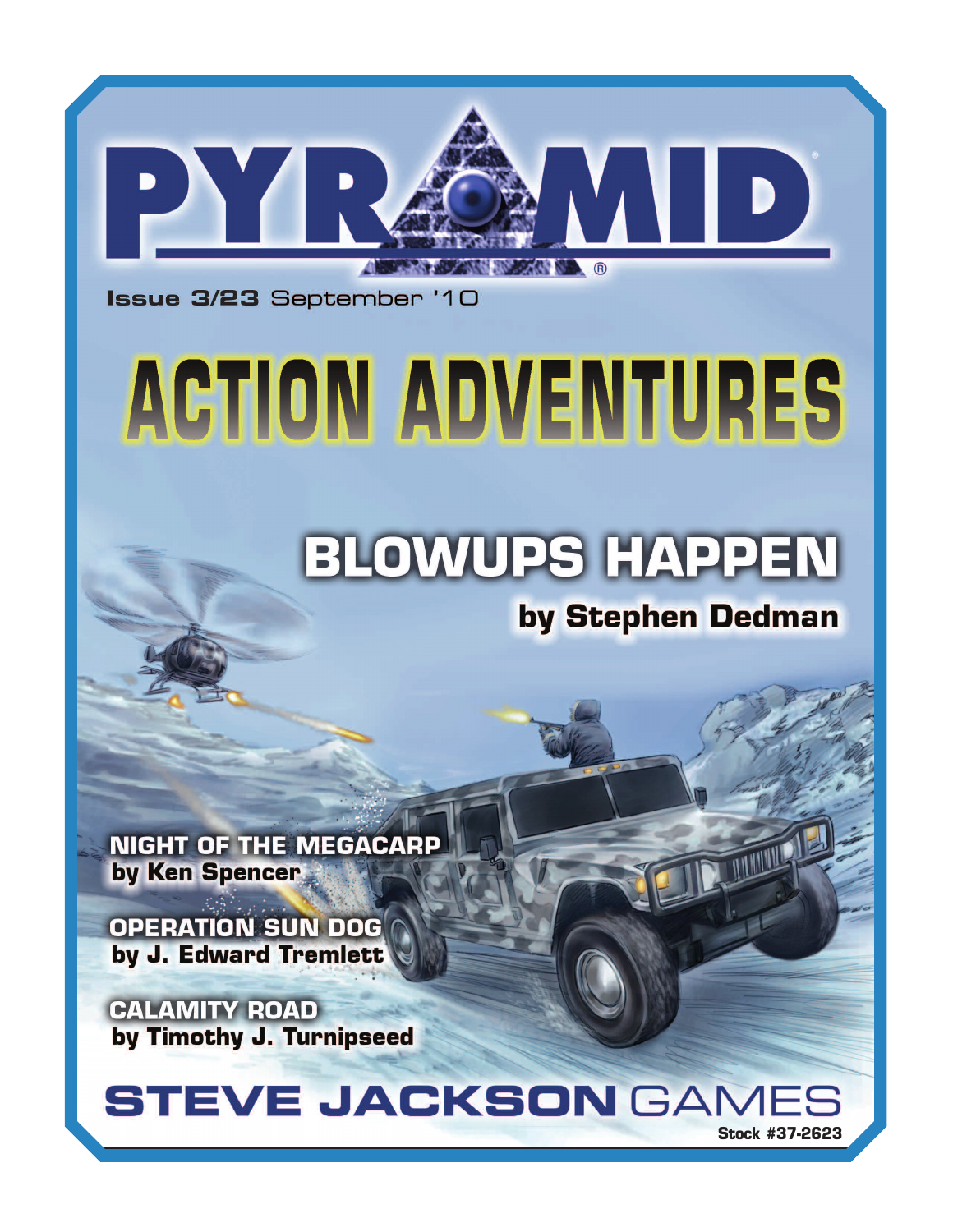# PYRAMID

**Issue 3/23** September '10

# ACTION ADVENTURES

## BLOWUPS HAPPEN

**by Stephen Dedman**

**NIGHT OF THE MEGACARP**
**by Ken Spencer**

**OPERATION SUN DOG**
**by J. Edward Tremlett**

**CALAMITY ROAD**
**by Timothy J. Turnipseed**

**STEVE JACKSON GAMES**

**Stock #37-2623**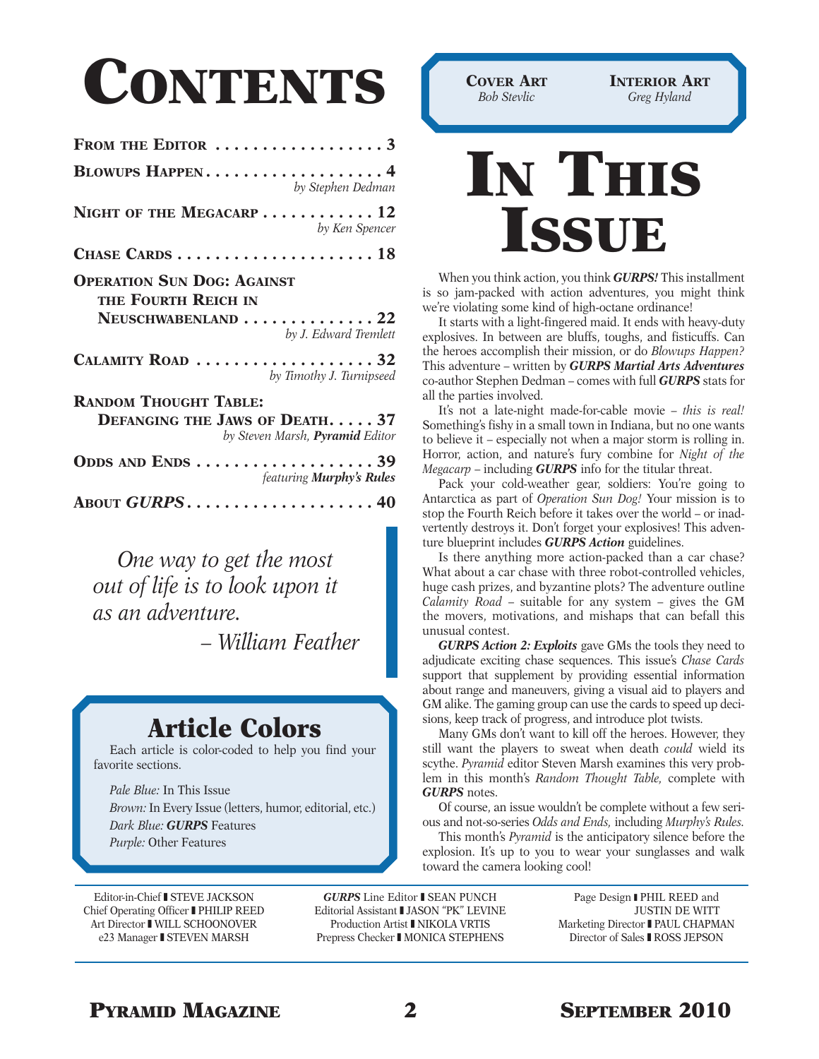# Contents

**From the Editor** . . . . . . . . . . . . . . . . . . 3

**Blowups Happen** . . . . . . . . . . . . . . . . . . . 4
*by Stephen Dedman*

**Night of the Megacarp** . . . . . . . . . . . . 12
*by Ken Spencer*

**Chase Cards** . . . . . . . . . . . . . . . . . . . . . 18

**Operation Sun Dog: Against the Fourth Reich in Neuschwabenland** . . . . . . . . . . . . . . 22
*by J. Edward Tremlett*

**Calamity Road** . . . . . . . . . . . . . . . . . . . 32
*by Timothy J. Turnipseed*

**Random Thought Table: Defanging the Jaws of Death** . . . . . 37
*by Steven Marsh, **Pyramid** Editor*

**Odds and Ends** . . . . . . . . . . . . . . . . . . . 39
*featuring **Murphy's Rules***

**About *GURPS*** . . . . . . . . . . . . . . . . . . . . 40

*One way to get the most out of life is to look upon it as an adventure.*

*– William Feather*

## Article Colors

Each article is color-coded to help you find your favorite sections.

*Pale Blue:* In This Issue
*Brown:* In Every Issue (letters, humor, editorial, etc.)
*Dark Blue:* ***GURPS*** Features
*Purple:* Other Features

**Cover Art**
*Bob Stevlic*

**Interior Art**
*Greg Hyland*

# In This Issue

When you think action, you think ***GURPS!*** This installment is so jam-packed with action adventures, you might think we're violating some kind of high-octane ordinance!

It starts with a light-fingered maid. It ends with heavy-duty explosives. In between are bluffs, toughs, and fisticuffs. Can the heroes accomplish their mission, or do *Blowups Happen?* This adventure – written by ***GURPS Martial Arts Adventures*** co-author Stephen Dedman – comes with full ***GURPS*** stats for all the parties involved.

It's not a late-night made-for-cable movie – *this is real!* Something's fishy in a small town in Indiana, but no one wants to believe it – especially not when a major storm is rolling in. Horror, action, and nature's fury combine for *Night of the Megacarp* – including ***GURPS*** info for the titular threat.

Pack your cold-weather gear, soldiers: You're going to Antarctica as part of *Operation Sun Dog!* Your mission is to stop the Fourth Reich before it takes over the world – or inadvertently destroys it. Don't forget your explosives! This adventure blueprint includes ***GURPS Action*** guidelines.

Is there anything more action-packed than a car chase? What about a car chase with three robot-controlled vehicles, huge cash prizes, and byzantine plots? The adventure outline *Calamity Road* – suitable for any system – gives the GM the movers, motivations, and mishaps that can befall this unusual contest.

***GURPS Action 2: Exploits*** gave GMs the tools they need to adjudicate exciting chase sequences. This issue's *Chase Cards* support that supplement by providing essential information about range and maneuvers, giving a visual aid to players and GM alike. The gaming group can use the cards to speed up decisions, keep track of progress, and introduce plot twists.

Many GMs don't want to kill off the heroes. However, they still want the players to sweat when death *could* wield its scythe. *Pyramid* editor Steven Marsh examines this very problem in this month's *Random Thought Table,* complete with ***GURPS*** notes.

Of course, an issue wouldn't be complete without a few serious and not-so-series *Odds and Ends,* including *Murphy's Rules.*

This month's *Pyramid* is the anticipatory silence before the explosion. It's up to you to wear your sunglasses and walk toward the camera looking cool!

Editor-in-Chief ❚ STEVE JACKSON
Chief Operating Officer ❚ PHILIP REED
Art Director ❚ WILL SCHOONOVER
e23 Manager ❚ STEVEN MARSH

***GURPS*** Line Editor ❚ SEAN PUNCH
Editorial Assistant ❚ JASON "PK" LEVINE
Production Artist ❚ NIKOLA VRTIS
Prepress Checker ❚ MONICA STEPHENS

Page Design ❚ PHIL REED and JUSTIN DE WITT
Marketing Director ❚ PAUL CHAPMAN
Director of Sales ❚ ROSS JEPSON